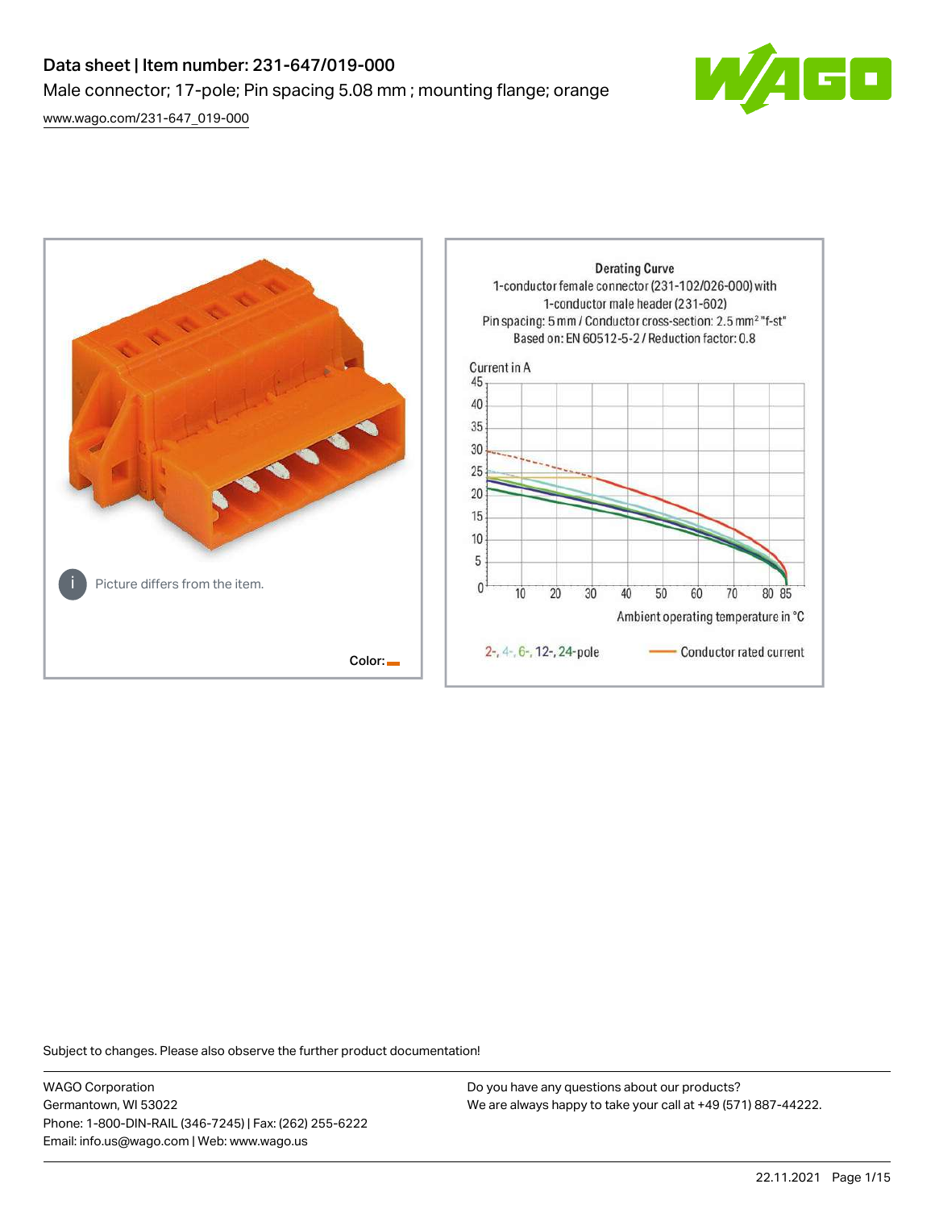# Data sheet | Item number: 231-647/019-000

Male connector; 17-pole; Pin spacing 5.08 mm ; mounting flange; orange

www.wago.com/231-647_019-000

Picture differs from the item.

Color:

**Derating Curve**

1-conductor female connector (231-102/026-000) with 1-conductor male header (231-602)

Pin spacing: 5 mm / Conductor cross-section: 2.5 mm² "f-st"

Based on: EN 60512-5-2 / Reduction factor: 0.8

Current in A

Ambient operating temperature in °C

2-, 4-, 6-, 12-, 24-pole — Conductor rated current

Subject to changes. Please also observe the further product documentation!

WAGO Corporation
Germantown, WI 53022
Phone: 1-800-DIN-RAIL (346-7245) | Fax: (262) 255-6222
Email: info.us@wago.com | Web: www.wago.us

Do you have any questions about our products?
We are always happy to take your call at +49 (571) 887-44222.

22.11.2021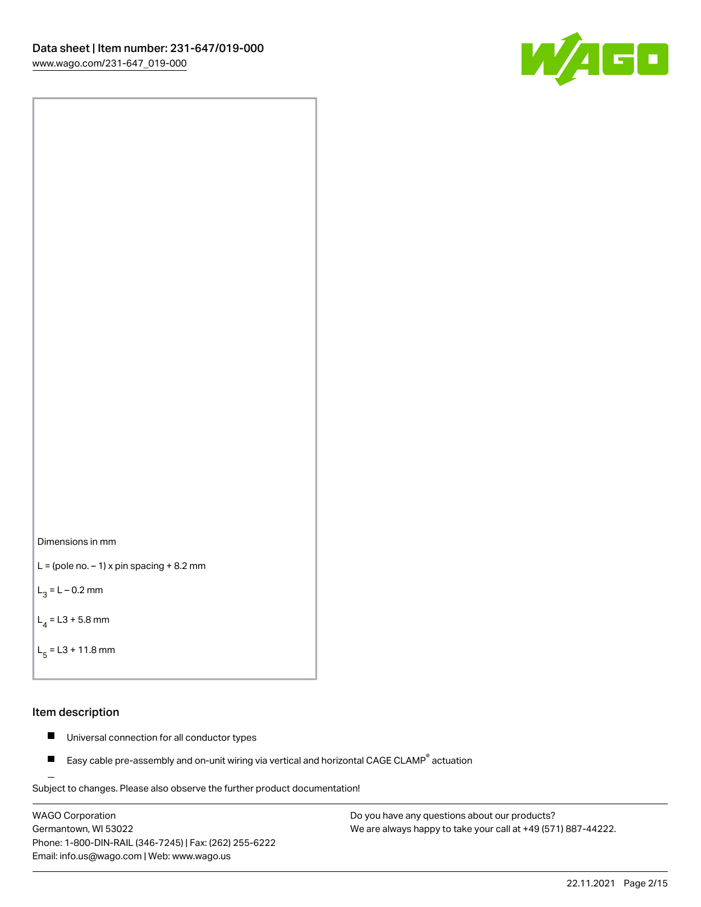Dimensions in mm

L = (pole no. – 1) x pin spacing + 8.2 mm

$L_3$ = L – 0.2 mm

$L_4$ = L3 + 5.8 mm

$L_5$ = L3 + 11.8 mm

## Item description

- Universal connection for all conductor types
- Easy cable pre-assembly and on-unit wiring via vertical and horizontal CAGE CLAMP® actuation

Subject to changes. Please also observe the further product documentation!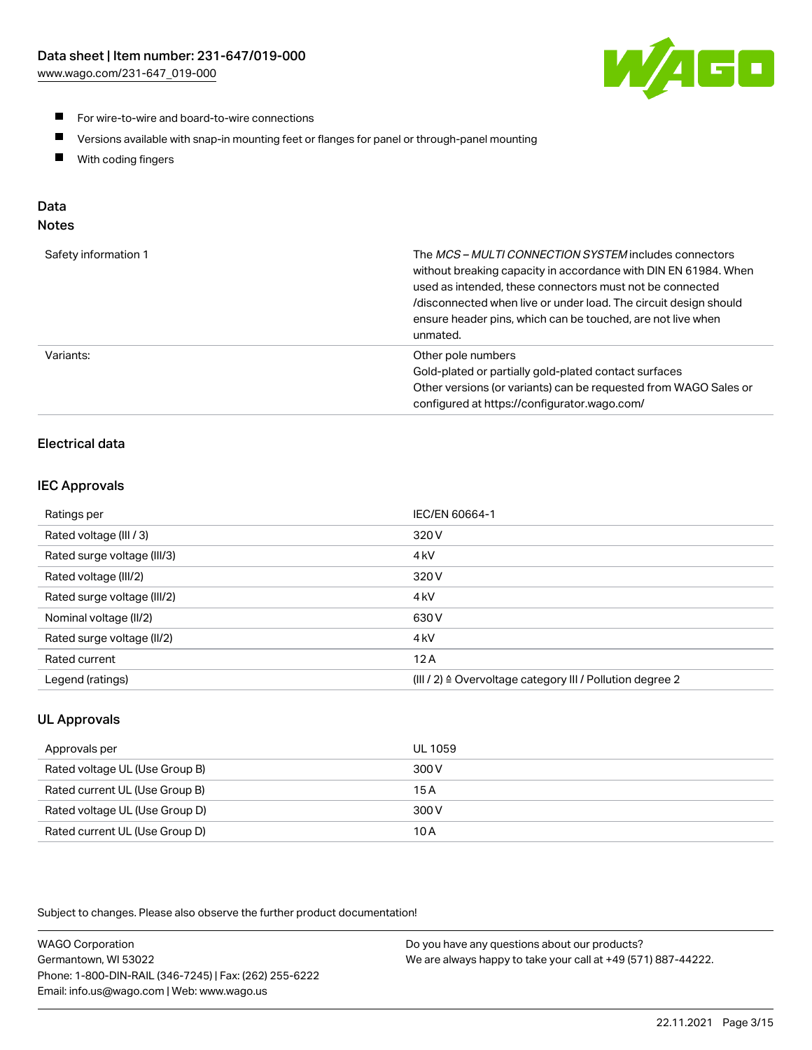- For wire-to-wire and board-to-wire connections
- Versions available with snap-in mounting feet or flanges for panel or through-panel mounting
- With coding fingers

## Data

### Notes

| | |
|---|---|
| Safety information 1 | The *MCS – MULTI CONNECTION SYSTEM* includes connectors without breaking capacity in accordance with DIN EN 61984. When used as intended, these connectors must not be connected /disconnected when live or under load. The circuit design should ensure header pins, which can be touched, are not live when unmated. |
| Variants: | Other pole numbers<br>Gold-plated or partially gold-plated contact surfaces<br>Other versions (or variants) can be requested from WAGO Sales or configured at https://configurator.wago.com/ |

### Electrical data

#### IEC Approvals

| | |
|---|---|
| Ratings per | IEC/EN 60664-1 |
| Rated voltage (III / 3) | 320 V |
| Rated surge voltage (III/3) | 4 kV |
| Rated voltage (III/2) | 320 V |
| Rated surge voltage (III/2) | 4 kV |
| Nominal voltage (II/2) | 630 V |
| Rated surge voltage (II/2) | 4 kV |
| Rated current | 12 A |
| Legend (ratings) | (III / 2) ≙ Overvoltage category III / Pollution degree 2 |

#### UL Approvals

| | |
|---|---|
| Approvals per | UL 1059 |
| Rated voltage UL (Use Group B) | 300 V |
| Rated current UL (Use Group B) | 15 A |
| Rated voltage UL (Use Group D) | 300 V |
| Rated current UL (Use Group D) | 10 A |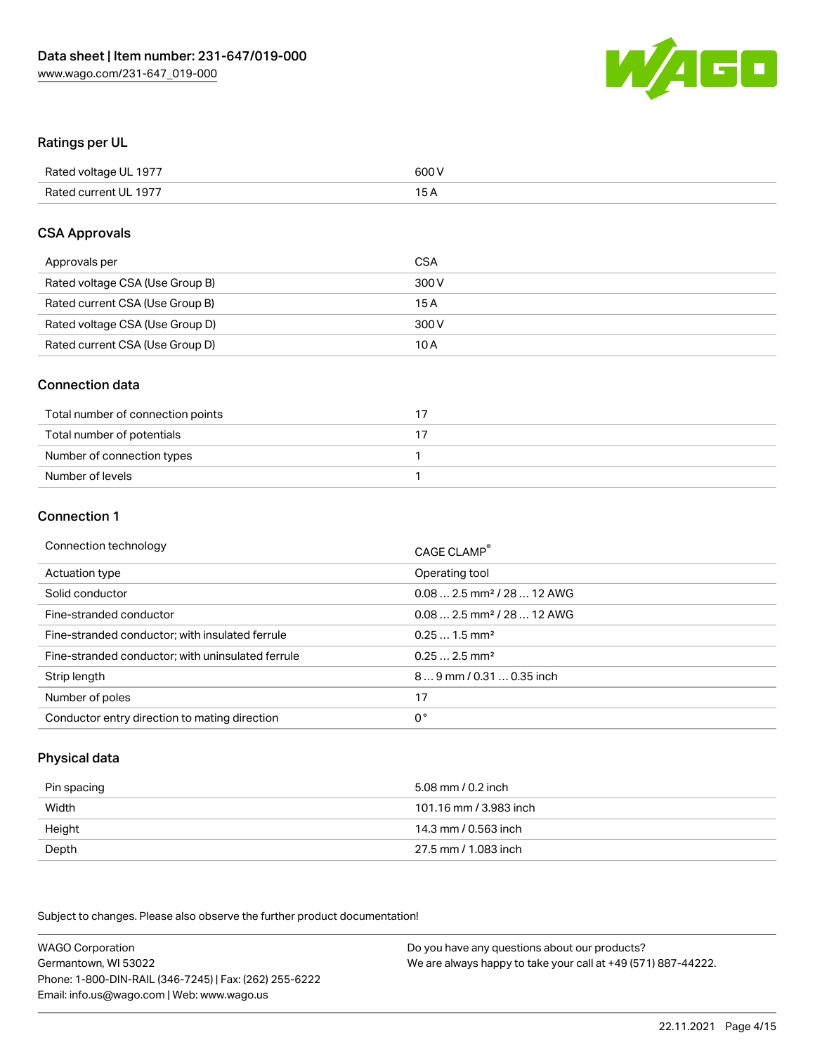## Ratings per UL

| | |
|---|---|
| Rated voltage UL 1977 | 600 V |
| Rated current UL 1977 | 15 A |

## CSA Approvals

| | |
|---|---|
| Approvals per | CSA |
| Rated voltage CSA (Use Group B) | 300 V |
| Rated current CSA (Use Group B) | 15 A |
| Rated voltage CSA (Use Group D) | 300 V |
| Rated current CSA (Use Group D) | 10 A |

## Connection data

| | |
|---|---|
| Total number of connection points | 17 |
| Total number of potentials | 17 |
| Number of connection types | 1 |
| Number of levels | 1 |

## Connection 1

| | |
|---|---|
| Connection technology | CAGE CLAMP® |
| Actuation type | Operating tool |
| Solid conductor | 0.08 … 2.5 mm² / 28 … 12 AWG |
| Fine-stranded conductor | 0.08 … 2.5 mm² / 28 … 12 AWG |
| Fine-stranded conductor; with insulated ferrule | 0.25 … 1.5 mm² |
| Fine-stranded conductor; with uninsulated ferrule | 0.25 … 2.5 mm² |
| Strip length | 8 … 9 mm / 0.31 … 0.35 inch |
| Number of poles | 17 |
| Conductor entry direction to mating direction | 0° |

## Physical data

| | |
|---|---|
| Pin spacing | 5.08 mm / 0.2 inch |
| Width | 101.16 mm / 3.983 inch |
| Height | 14.3 mm / 0.563 inch |
| Depth | 27.5 mm / 1.083 inch |

Subject to changes. Please also observe the further product documentation!

WAGO Corporation
Germantown, WI 53022
Phone: 1-800-DIN-RAIL (346-7245) | Fax: (262) 255-6222
Email: info.us@wago.com | Web: www.wago.us

Do you have any questions about our products?
We are always happy to take your call at +49 (571) 887-44222.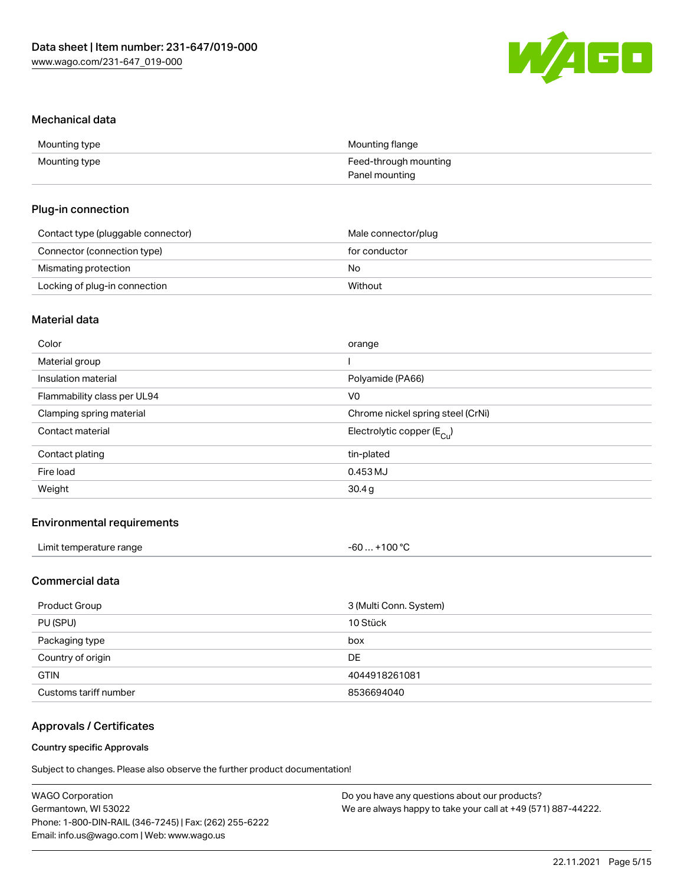## Mechanical data

| | |
|---|---|
| Mounting type | Mounting flange |
| Mounting type | Feed-through mounting<br>Panel mounting |

## Plug-in connection

| | |
|---|---|
| Contact type (pluggable connector) | Male connector/plug |
| Connector (connection type) | for conductor |
| Mismating protection | No |
| Locking of plug-in connection | Without |

## Material data

| | |
|---|---|
| Color | orange |
| Material group | I |
| Insulation material | Polyamide (PA66) |
| Flammability class per UL94 | V0 |
| Clamping spring material | Chrome nickel spring steel (CrNi) |
| Contact material | Electrolytic copper ($E_{Cu}$) |
| Contact plating | tin-plated |
| Fire load | 0.453 MJ |
| Weight | 30.4 g |

## Environmental requirements

| | |
|---|---|
| Limit temperature range | -60 … +100 °C |

## Commercial data

| | |
|---|---|
| Product Group | 3 (Multi Conn. System) |
| PU (SPU) | 10 Stück |
| Packaging type | box |
| Country of origin | DE |
| GTIN | 4044918261081 |
| Customs tariff number | 8536694040 |

## Approvals / Certificates

### Country specific Approvals

Subject to changes. Please also observe the further product documentation!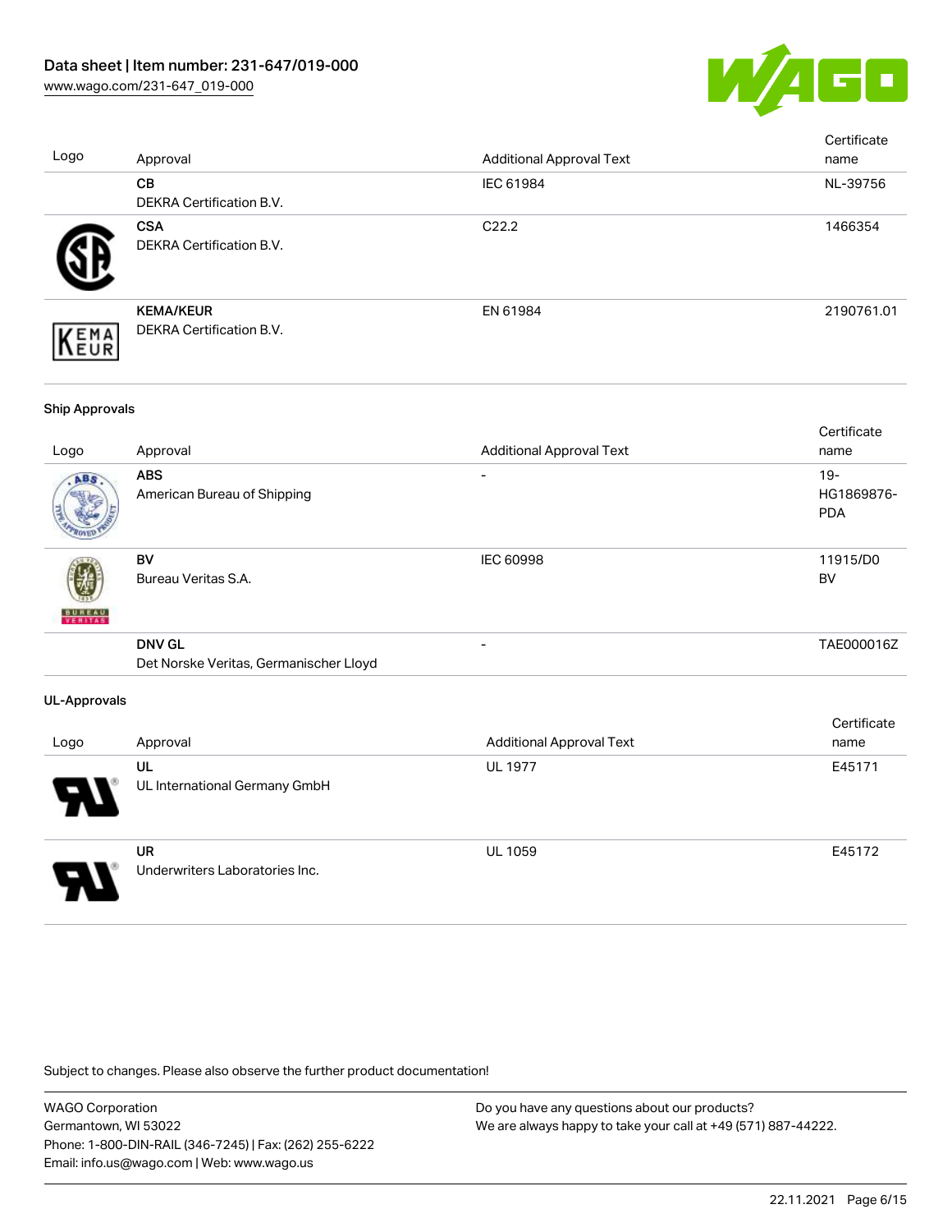| Logo | Approval | Additional Approval Text | Certificate name |
| --- | --- | --- | --- |
| | **CB**<br>DEKRA Certification B.V. | IEC 61984 | NL-39756 |
| | **CSA**<br>DEKRA Certification B.V. | C22.2 | 1466354 |
| | **KEMA/KEUR**<br>DEKRA Certification B.V. | EN 61984 | 2190761.01 |

**Ship Approvals**

| Logo | Approval | Additional Approval Text | Certificate name |
| --- | --- | --- | --- |
| | **ABS**<br>American Bureau of Shipping | - | 19-HG1869876-PDA |
| | **BV**<br>Bureau Veritas S.A. | IEC 60998 | 11915/D0 BV |
| | **DNV GL**<br>Det Norske Veritas, Germanischer Lloyd | - | TAE000016Z |

**UL-Approvals**

| Logo | Approval | Additional Approval Text | Certificate name |
| --- | --- | --- | --- |
| | **UL**<br>UL International Germany GmbH | UL 1977 | E45171 |
| | **UR**<br>Underwriters Laboratories Inc. | UL 1059 | E45172 |

Subject to changes. Please also observe the further product documentation!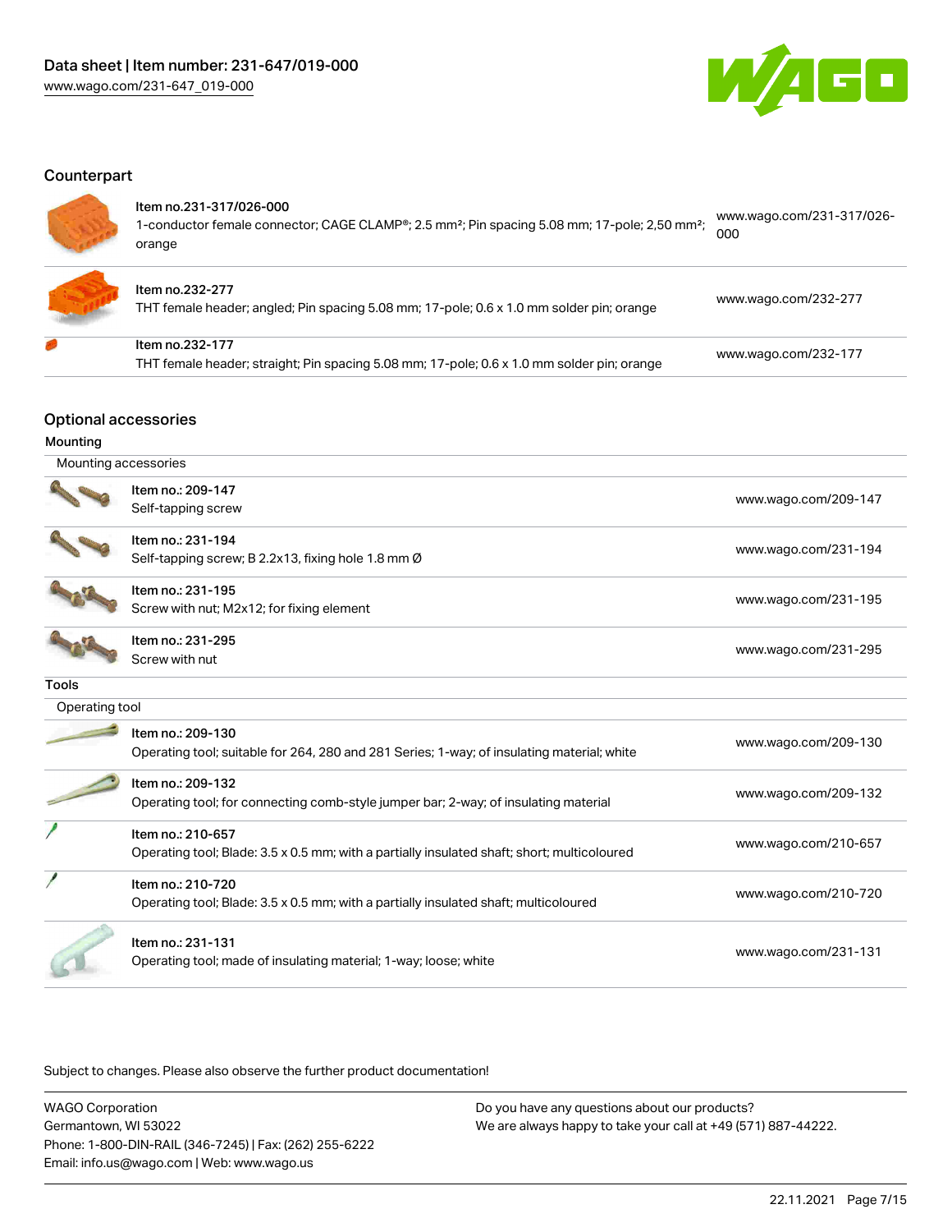## Counterpart

| Item | URL |
|---|---|
| Item no.231-317/026-000<br>1-conductor female connector; CAGE CLAMP®; 2.5 mm²; Pin spacing 5.08 mm; 17-pole; 2,50 mm²; orange | www.wago.com/231-317/026-000 |
| Item no.232-277<br>THT female header; angled; Pin spacing 5.08 mm; 17-pole; 0.6 x 1.0 mm solder pin; orange | www.wago.com/232-277 |
| Item no.232-177<br>THT female header; straight; Pin spacing 5.08 mm; 17-pole; 0.6 x 1.0 mm solder pin; orange | www.wago.com/232-177 |

## Optional accessories

### Mounting

Mounting accessories

| Item | URL |
|---|---|
| Item no.: 209-147<br>Self-tapping screw | www.wago.com/209-147 |
| Item no.: 231-194<br>Self-tapping screw; B 2.2x13, fixing hole 1.8 mm Ø | www.wago.com/231-194 |
| Item no.: 231-195<br>Screw with nut; M2x12; for fixing element | www.wago.com/231-195 |
| Item no.: 231-295<br>Screw with nut | www.wago.com/231-295 |

### Tools

Operating tool

| Item | URL |
|---|---|
| Item no.: 209-130<br>Operating tool; suitable for 264, 280 and 281 Series; 1-way; of insulating material; white | www.wago.com/209-130 |
| Item no.: 209-132<br>Operating tool; for connecting comb-style jumper bar; 2-way; of insulating material | www.wago.com/209-132 |
| Item no.: 210-657<br>Operating tool; Blade: 3.5 x 0.5 mm; with a partially insulated shaft; short; multicoloured | www.wago.com/210-657 |
| Item no.: 210-720<br>Operating tool; Blade: 3.5 x 0.5 mm; with a partially insulated shaft; multicoloured | www.wago.com/210-720 |
| Item no.: 231-131<br>Operating tool; made of insulating material; 1-way; loose; white | www.wago.com/231-131 |

Subject to changes. Please also observe the further product documentation!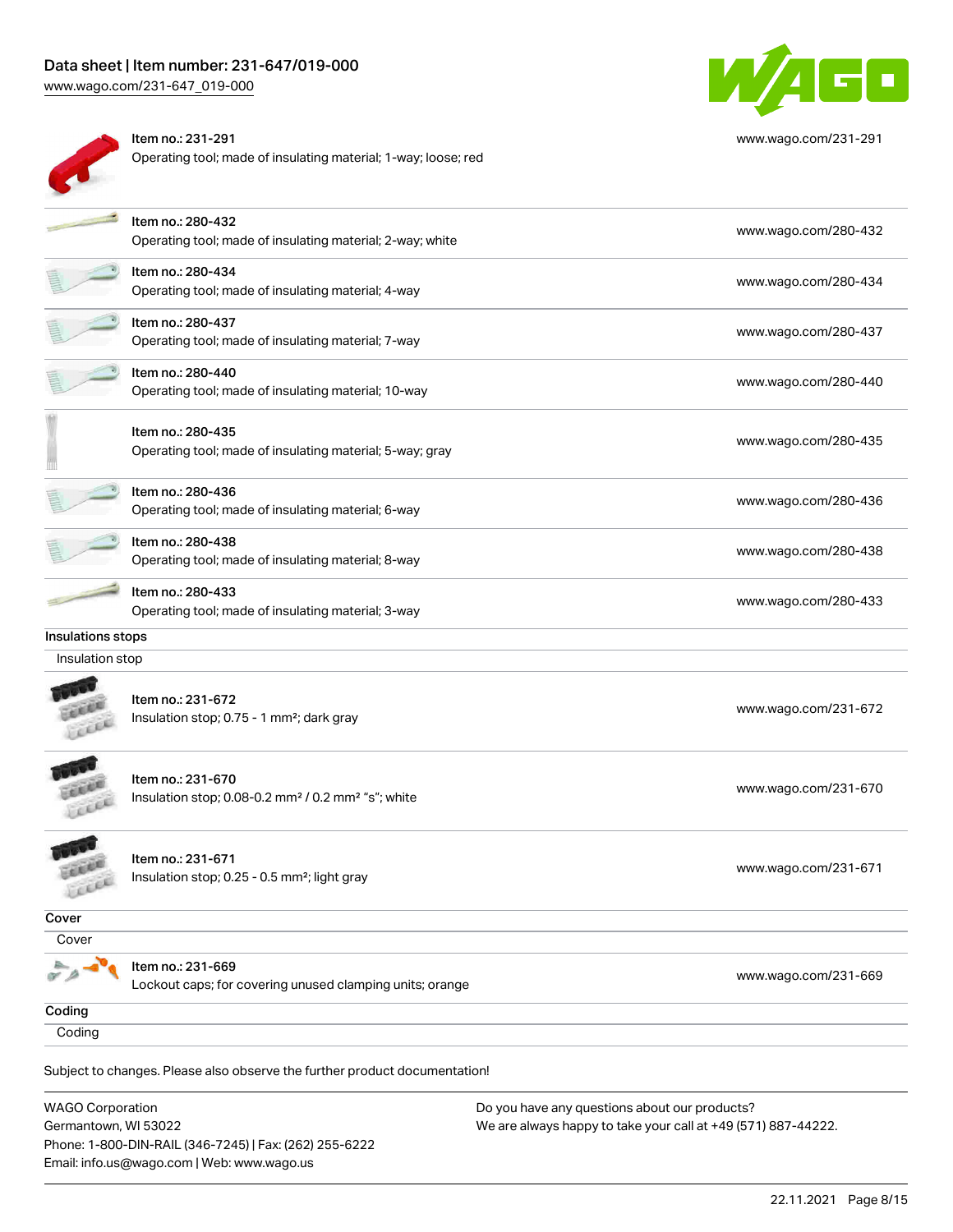| Item | Link |
| --- | --- |
| Item no.: 231-291<br>Operating tool; made of insulating material; 1-way; loose; red | www.wago.com/231-291 |
| Item no.: 280-432<br>Operating tool; made of insulating material; 2-way; white | www.wago.com/280-432 |
| Item no.: 280-434<br>Operating tool; made of insulating material; 4-way | www.wago.com/280-434 |
| Item no.: 280-437<br>Operating tool; made of insulating material; 7-way | www.wago.com/280-437 |
| Item no.: 280-440<br>Operating tool; made of insulating material; 10-way | www.wago.com/280-440 |
| Item no.: 280-435<br>Operating tool; made of insulating material; 5-way; gray | www.wago.com/280-435 |
| Item no.: 280-436<br>Operating tool; made of insulating material; 6-way | www.wago.com/280-436 |
| Item no.: 280-438<br>Operating tool; made of insulating material; 8-way | www.wago.com/280-438 |
| Item no.: 280-433<br>Operating tool; made of insulating material; 3-way | www.wago.com/280-433 |

### Insulations stops

Insulation stop

| Item | Link |
| --- | --- |
| Item no.: 231-672<br>Insulation stop; 0.75 - 1 mm²; dark gray | www.wago.com/231-672 |
| Item no.: 231-670<br>Insulation stop; 0.08-0.2 mm² / 0.2 mm² "s"; white | www.wago.com/231-670 |
| Item no.: 231-671<br>Insulation stop; 0.25 - 0.5 mm²; light gray | www.wago.com/231-671 |

### Cover

Cover

| Item | Link |
| --- | --- |
| Item no.: 231-669<br>Lockout caps; for covering unused clamping units; orange | www.wago.com/231-669 |

### Coding

Coding

Subject to changes. Please also observe the further product documentation!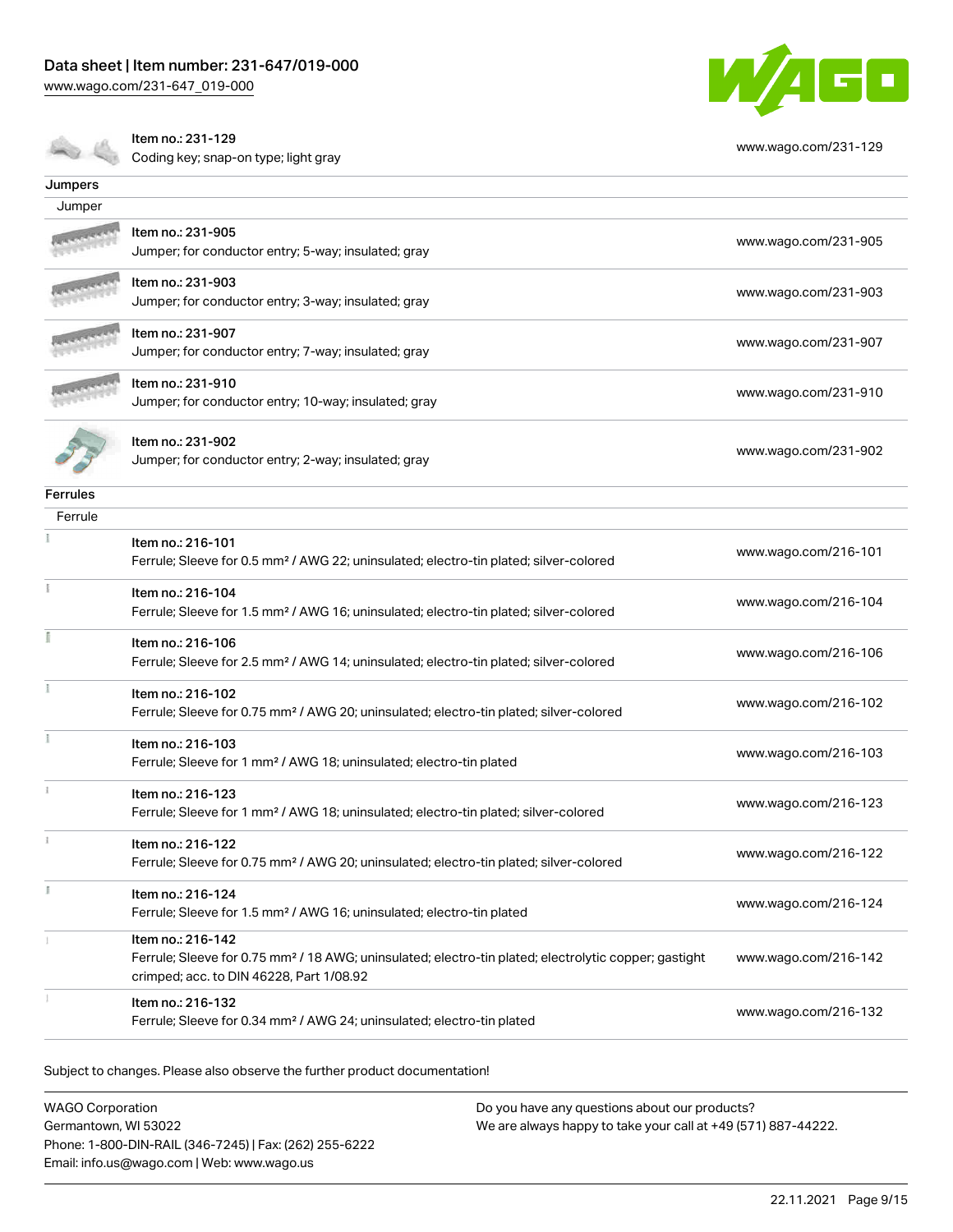| | | |
|---|---|---|
| | Item no.: 231-129<br>Coding key; snap-on type; light gray | www.wago.com/231-129 |

**Jumpers**

Jumper

| Item | Description | Link |
|---|---|---|
| Item no.: 231-905 | Jumper; for conductor entry; 5-way; insulated; gray | www.wago.com/231-905 |
| Item no.: 231-903 | Jumper; for conductor entry; 3-way; insulated; gray | www.wago.com/231-903 |
| Item no.: 231-907 | Jumper; for conductor entry; 7-way; insulated; gray | www.wago.com/231-907 |
| Item no.: 231-910 | Jumper; for conductor entry; 10-way; insulated; gray | www.wago.com/231-910 |
| Item no.: 231-902 | Jumper; for conductor entry; 2-way; insulated; gray | www.wago.com/231-902 |

**Ferrules**

Ferrule

| Item | Description | Link |
|---|---|---|
| Item no.: 216-101 | Ferrule; Sleeve for 0.5 mm² / AWG 22; uninsulated; electro-tin plated; silver-colored | www.wago.com/216-101 |
| Item no.: 216-104 | Ferrule; Sleeve for 1.5 mm² / AWG 16; uninsulated; electro-tin plated; silver-colored | www.wago.com/216-104 |
| Item no.: 216-106 | Ferrule; Sleeve for 2.5 mm² / AWG 14; uninsulated; electro-tin plated; silver-colored | www.wago.com/216-106 |
| Item no.: 216-102 | Ferrule; Sleeve for 0.75 mm² / AWG 20; uninsulated; electro-tin plated; silver-colored | www.wago.com/216-102 |
| Item no.: 216-103 | Ferrule; Sleeve for 1 mm² / AWG 18; uninsulated; electro-tin plated | www.wago.com/216-103 |
| Item no.: 216-123 | Ferrule; Sleeve for 1 mm² / AWG 18; uninsulated; electro-tin plated; silver-colored | www.wago.com/216-123 |
| Item no.: 216-122 | Ferrule; Sleeve for 0.75 mm² / AWG 20; uninsulated; electro-tin plated; silver-colored | www.wago.com/216-122 |
| Item no.: 216-124 | Ferrule; Sleeve for 1.5 mm² / AWG 16; uninsulated; electro-tin plated | www.wago.com/216-124 |
| Item no.: 216-142 | Ferrule; Sleeve for 0.75 mm² / 18 AWG; uninsulated; electro-tin plated; electrolytic copper; gastight crimped; acc. to DIN 46228, Part 1/08.92 | www.wago.com/216-142 |
| Item no.: 216-132 | Ferrule; Sleeve for 0.34 mm² / AWG 24; uninsulated; electro-tin plated | www.wago.com/216-132 |

Subject to changes. Please also observe the further product documentation!

WAGO Corporation
Germantown, WI 53022
Phone: 1-800-DIN-RAIL (346-7245) | Fax: (262) 255-6222
Email: info.us@wago.com | Web: www.wago.us

Do you have any questions about our products?
We are always happy to take your call at +49 (571) 887-44222.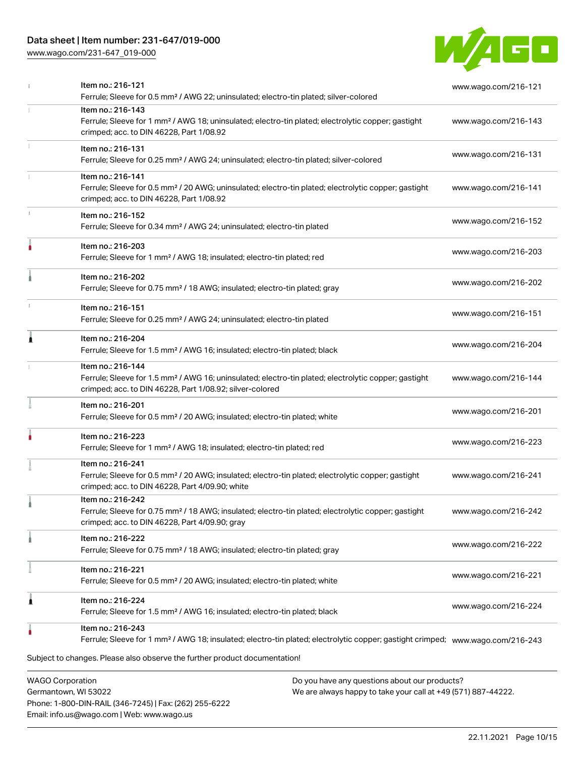| | | |
|---|---|---|
| | Item no.: 216-121<br>Ferrule; Sleeve for 0.5 mm² / AWG 22; uninsulated; electro-tin plated; silver-colored | www.wago.com/216-121 |
| | Item no.: 216-143<br>Ferrule; Sleeve for 1 mm² / AWG 18; uninsulated; electro-tin plated; electrolytic copper; gastight crimped; acc. to DIN 46228, Part 1/08.92 | www.wago.com/216-143 |
| | Item no.: 216-131<br>Ferrule; Sleeve for 0.25 mm² / AWG 24; uninsulated; electro-tin plated; silver-colored | www.wago.com/216-131 |
| | Item no.: 216-141<br>Ferrule; Sleeve for 0.5 mm² / 20 AWG; uninsulated; electro-tin plated; electrolytic copper; gastight crimped; acc. to DIN 46228, Part 1/08.92 | www.wago.com/216-141 |
| | Item no.: 216-152<br>Ferrule; Sleeve for 0.34 mm² / AWG 24; uninsulated; electro-tin plated | www.wago.com/216-152 |
| | Item no.: 216-203<br>Ferrule; Sleeve for 1 mm² / AWG 18; insulated; electro-tin plated; red | www.wago.com/216-203 |
| | Item no.: 216-202<br>Ferrule; Sleeve for 0.75 mm² / 18 AWG; insulated; electro-tin plated; gray | www.wago.com/216-202 |
| | Item no.: 216-151<br>Ferrule; Sleeve for 0.25 mm² / AWG 24; uninsulated; electro-tin plated | www.wago.com/216-151 |
| | Item no.: 216-204<br>Ferrule; Sleeve for 1.5 mm² / AWG 16; insulated; electro-tin plated; black | www.wago.com/216-204 |
| | Item no.: 216-144<br>Ferrule; Sleeve for 1.5 mm² / AWG 16; uninsulated; electro-tin plated; electrolytic copper; gastight crimped; acc. to DIN 46228, Part 1/08.92; silver-colored | www.wago.com/216-144 |
| | Item no.: 216-201<br>Ferrule; Sleeve for 0.5 mm² / 20 AWG; insulated; electro-tin plated; white | www.wago.com/216-201 |
| | Item no.: 216-223<br>Ferrule; Sleeve for 1 mm² / AWG 18; insulated; electro-tin plated; red | www.wago.com/216-223 |
| | Item no.: 216-241<br>Ferrule; Sleeve for 0.5 mm² / 20 AWG; insulated; electro-tin plated; electrolytic copper; gastight crimped; acc. to DIN 46228, Part 4/09.90; white | www.wago.com/216-241 |
| | Item no.: 216-242<br>Ferrule; Sleeve for 0.75 mm² / 18 AWG; insulated; electro-tin plated; electrolytic copper; gastight crimped; acc. to DIN 46228, Part 4/09.90; gray | www.wago.com/216-242 |
| | Item no.: 216-222<br>Ferrule; Sleeve for 0.75 mm² / 18 AWG; insulated; electro-tin plated; gray | www.wago.com/216-222 |
| | Item no.: 216-221<br>Ferrule; Sleeve for 0.5 mm² / 20 AWG; insulated; electro-tin plated; white | www.wago.com/216-221 |
| | Item no.: 216-224<br>Ferrule; Sleeve for 1.5 mm² / AWG 16; insulated; electro-tin plated; black | www.wago.com/216-224 |
| | Item no.: 216-243<br>Ferrule; Sleeve for 1 mm² / AWG 18; insulated; electro-tin plated; electrolytic copper; gastight crimped; | www.wago.com/216-243 |

Subject to changes. Please also observe the further product documentation!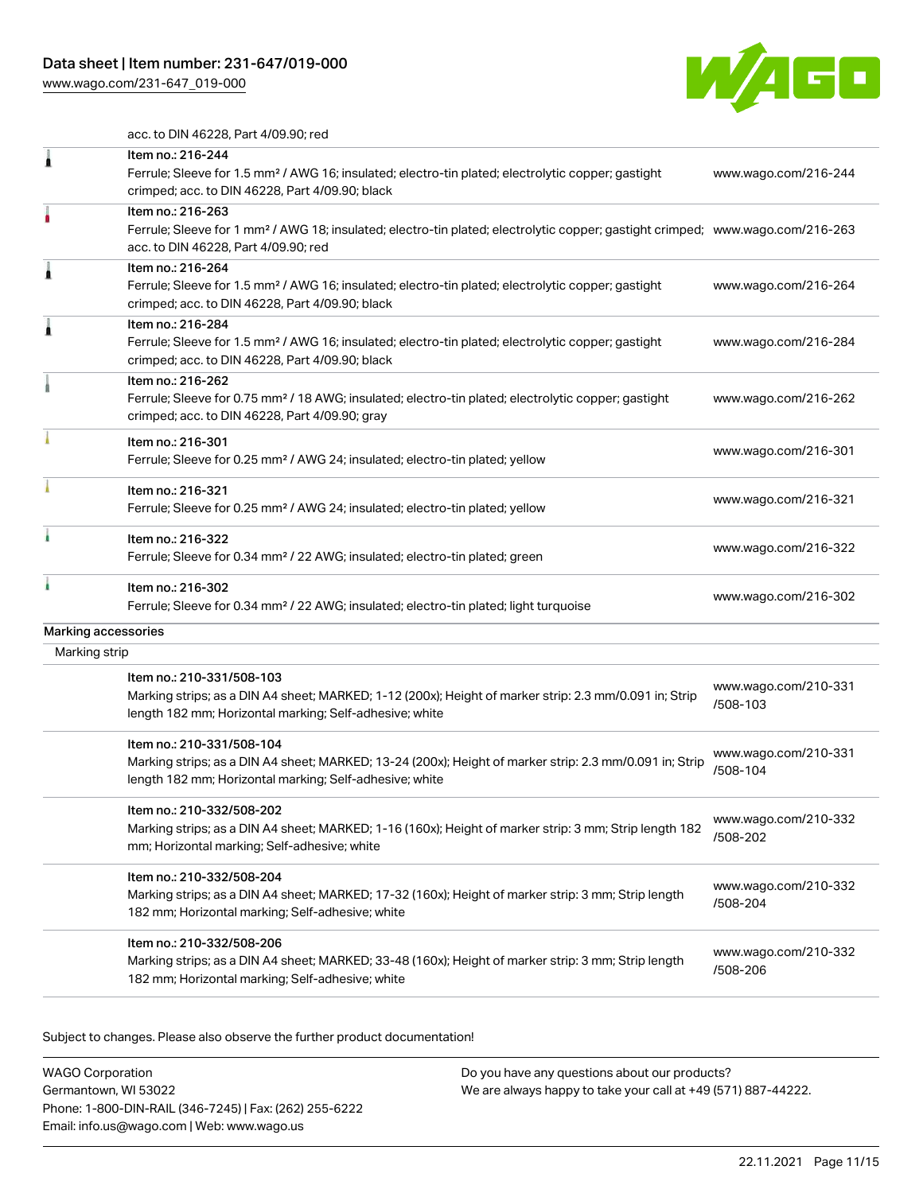acc. to DIN 46228, Part 4/09.90; red

| Item | Link |
|---|---|
| Item no.: 216-244<br>Ferrule; Sleeve for 1.5 mm² / AWG 16; insulated; electro-tin plated; electrolytic copper; gastight crimped; acc. to DIN 46228, Part 4/09.90; black | www.wago.com/216-244 |
| Item no.: 216-263<br>Ferrule; Sleeve for 1 mm² / AWG 18; insulated; electro-tin plated; electrolytic copper; gastight crimped; acc. to DIN 46228, Part 4/09.90; red | www.wago.com/216-263 |
| Item no.: 216-264<br>Ferrule; Sleeve for 1.5 mm² / AWG 16; insulated; electro-tin plated; electrolytic copper; gastight crimped; acc. to DIN 46228, Part 4/09.90; black | www.wago.com/216-264 |
| Item no.: 216-284<br>Ferrule; Sleeve for 1.5 mm² / AWG 16; insulated; electro-tin plated; electrolytic copper; gastight crimped; acc. to DIN 46228, Part 4/09.90; black | www.wago.com/216-284 |
| Item no.: 216-262<br>Ferrule; Sleeve for 0.75 mm² / 18 AWG; insulated; electro-tin plated; electrolytic copper; gastight crimped; acc. to DIN 46228, Part 4/09.90; gray | www.wago.com/216-262 |
| Item no.: 216-301<br>Ferrule; Sleeve for 0.25 mm² / AWG 24; insulated; electro-tin plated; yellow | www.wago.com/216-301 |
| Item no.: 216-321<br>Ferrule; Sleeve for 0.25 mm² / AWG 24; insulated; electro-tin plated; yellow | www.wago.com/216-321 |
| Item no.: 216-322<br>Ferrule; Sleeve for 0.34 mm² / 22 AWG; insulated; electro-tin plated; green | www.wago.com/216-322 |
| Item no.: 216-302<br>Ferrule; Sleeve for 0.34 mm² / 22 AWG; insulated; electro-tin plated; light turquoise | www.wago.com/216-302 |

## Marking accessories

### Marking strip

| Item | Link |
|---|---|
| Item no.: 210-331/508-103<br>Marking strips; as a DIN A4 sheet; MARKED; 1-12 (200x); Height of marker strip: 2.3 mm/0.091 in; Strip length 182 mm; Horizontal marking; Self-adhesive; white | www.wago.com/210-331/508-103 |
| Item no.: 210-331/508-104<br>Marking strips; as a DIN A4 sheet; MARKED; 13-24 (200x); Height of marker strip: 2.3 mm/0.091 in; Strip length 182 mm; Horizontal marking; Self-adhesive; white | www.wago.com/210-331/508-104 |
| Item no.: 210-332/508-202<br>Marking strips; as a DIN A4 sheet; MARKED; 1-16 (160x); Height of marker strip: 3 mm; Strip length 182 mm; Horizontal marking; Self-adhesive; white | www.wago.com/210-332/508-202 |
| Item no.: 210-332/508-204<br>Marking strips; as a DIN A4 sheet; MARKED; 17-32 (160x); Height of marker strip: 3 mm; Strip length 182 mm; Horizontal marking; Self-adhesive; white | www.wago.com/210-332/508-204 |
| Item no.: 210-332/508-206<br>Marking strips; as a DIN A4 sheet; MARKED; 33-48 (160x); Height of marker strip: 3 mm; Strip length 182 mm; Horizontal marking; Self-adhesive; white | www.wago.com/210-332/508-206 |

Subject to changes. Please also observe the further product documentation!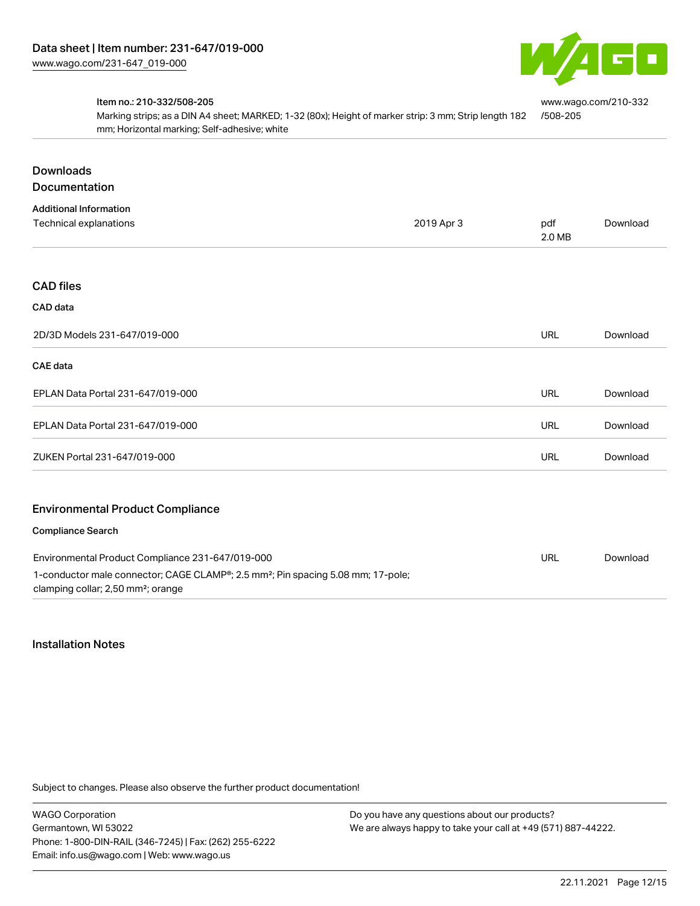Item no.: 210-332/508-205
Marking strips; as a DIN A4 sheet; MARKED; 1-32 (80x); Height of marker strip: 3 mm; Strip length 182 mm; Horizontal marking; Self-adhesive; white

www.wago.com/210-332/508-205

## Downloads

### Documentation

**Additional Information**

| | | | |
|---|---|---|---|
| Technical explanations | 2019 Apr 3 | pdf 2.0 MB | Download |

### CAD files

**CAD data**

| | | |
|---|---|---|
| 2D/3D Models 231-647/019-000 | URL | Download |

**CAE data**

| | | |
|---|---|---|
| EPLAN Data Portal 231-647/019-000 | URL | Download |
| EPLAN Data Portal 231-647/019-000 | URL | Download |
| ZUKEN Portal 231-647/019-000 | URL | Download |

### Environmental Product Compliance

**Compliance Search**

| | | |
|---|---|---|
| Environmental Product Compliance 231-647/019-000<br>1-conductor male connector; CAGE CLAMP®; 2.5 mm²; Pin spacing 5.08 mm; 17-pole; clamping collar; 2,50 mm²; orange | URL | Download |

## Installation Notes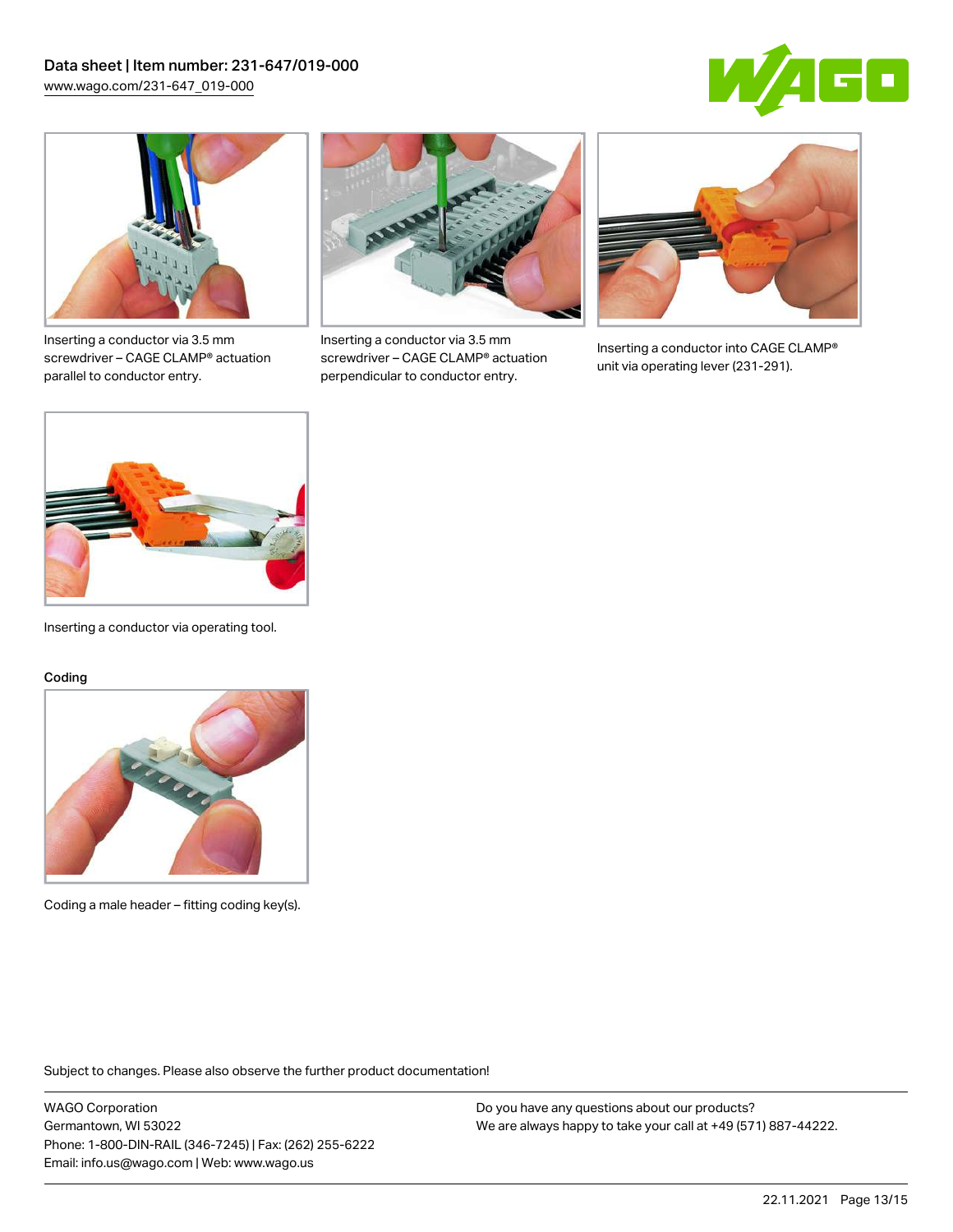Inserting a conductor via 3.5 mm screwdriver – CAGE CLAMP® actuation parallel to conductor entry.

Inserting a conductor via 3.5 mm screwdriver – CAGE CLAMP® actuation perpendicular to conductor entry.

Inserting a conductor into CAGE CLAMP® unit via operating lever (231-291).

Inserting a conductor via operating tool.

Coding

Coding a male header – fitting coding key(s).

Subject to changes. Please also observe the further product documentation!

WAGO Corporation
Germantown, WI 53022
Phone: 1-800-DIN-RAIL (346-7245) | Fax: (262) 255-6222
Email: info.us@wago.com | Web: www.wago.us

Do you have any questions about our products?
We are always happy to take your call at +49 (571) 887-44222.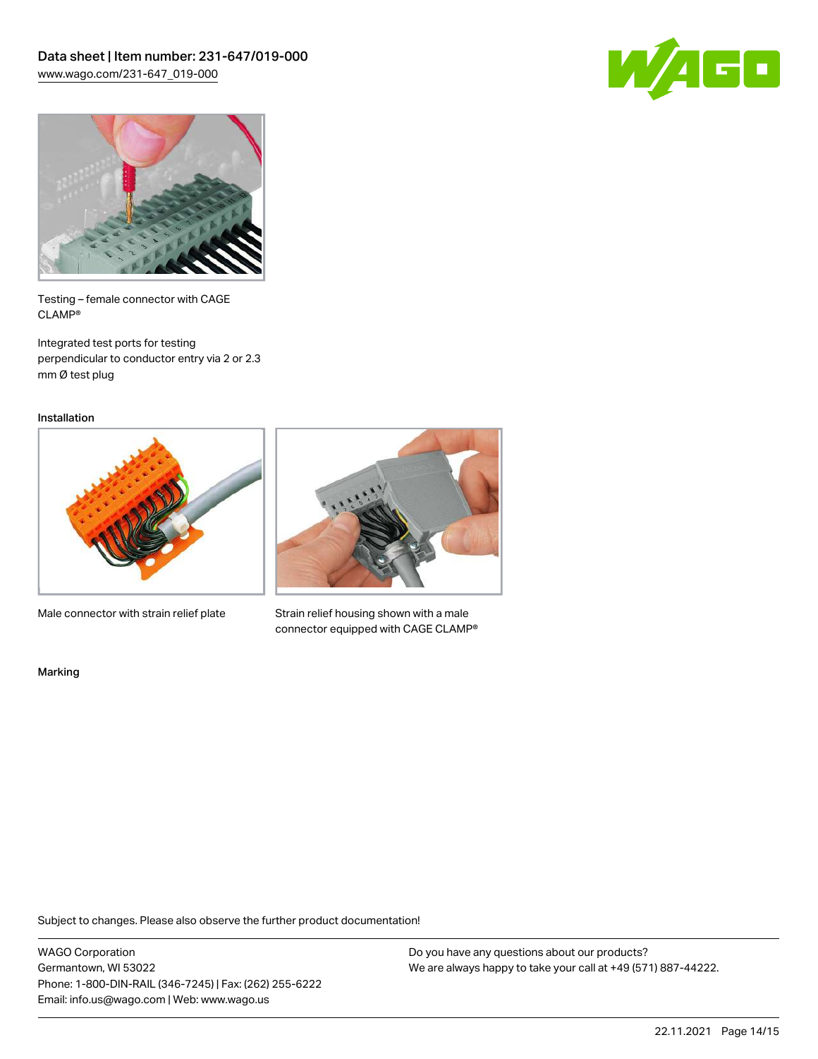Testing – female connector with CAGE CLAMP®

Integrated test ports for testing perpendicular to conductor entry via 2 or 2.3 mm Ø test plug

Installation

Male connector with strain relief plate

Strain relief housing shown with a male connector equipped with CAGE CLAMP®

Marking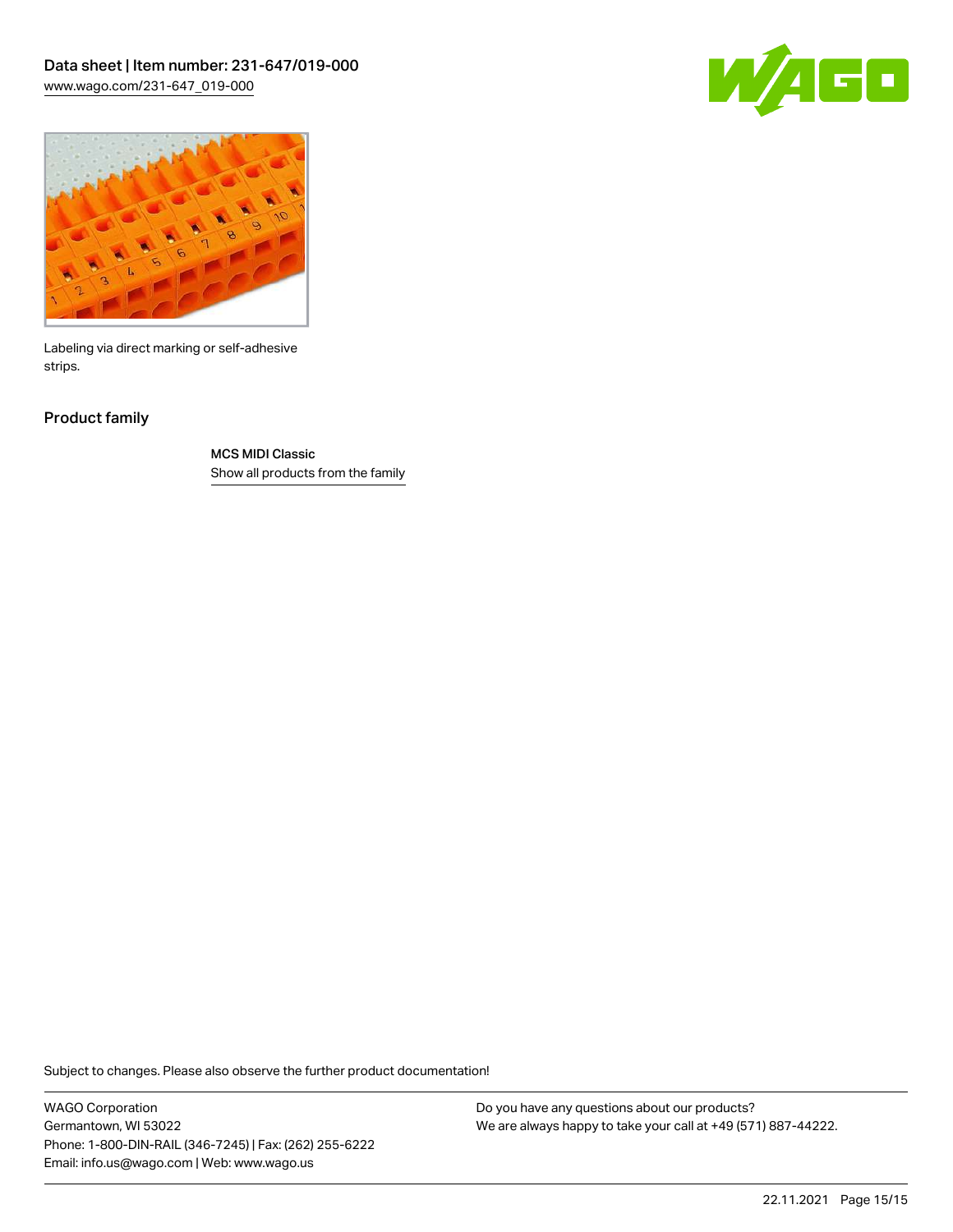Labeling via direct marking or self-adhesive strips.

## Product family

**MCS MIDI Classic**
Show all products from the family

Subject to changes. Please also observe the further product documentation!

WAGO Corporation
Germantown, WI 53022
Phone: 1-800-DIN-RAIL (346-7245) | Fax: (262) 255-6222
Email: info.us@wago.com | Web: www.wago.us

Do you have any questions about our products?
We are always happy to take your call at +49 (571) 887-44222.